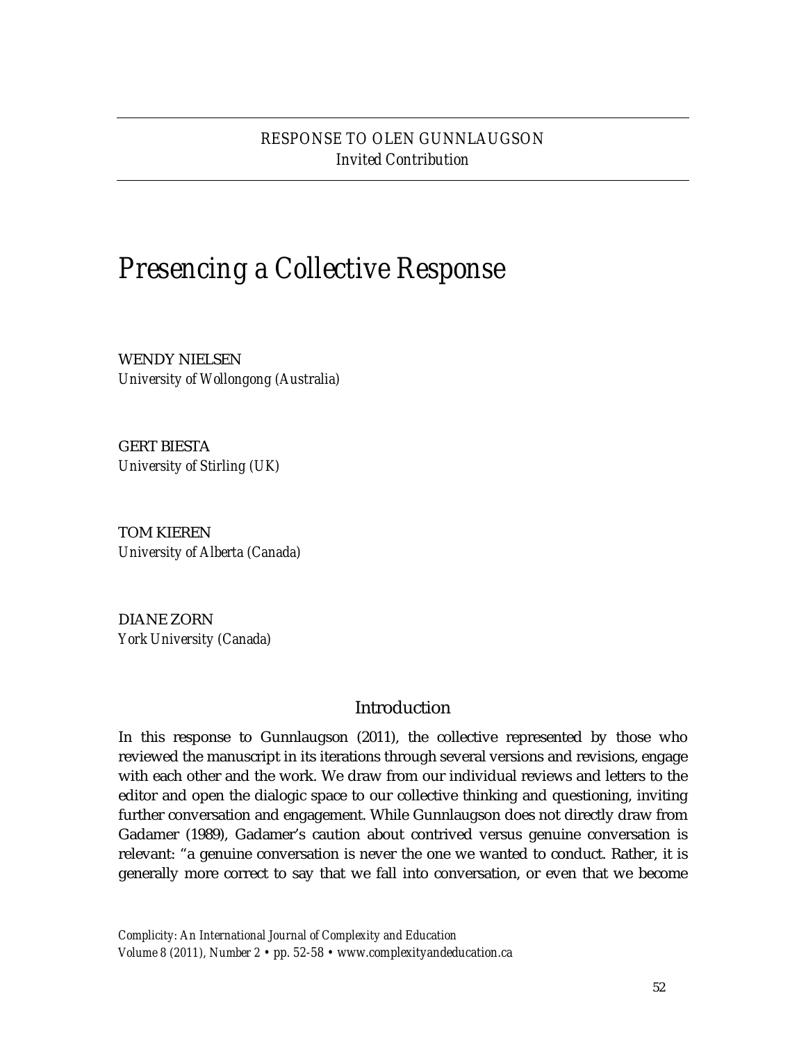RESPONSE TO OLEN GUNNLAUGSON
*Invited Contribution*

# Presencing a Collective Response

WENDY NIELSEN
*University of Wollongong (Australia)*

GERT BIESTA
*University of Stirling (UK)*

TOM KIEREN
*University of Alberta (Canada)*

DIANE ZORN
*York University (Canada)*

## Introduction

In this response to Gunnlaugson (2011), the collective represented by those who reviewed the manuscript in its iterations through several versions and revisions, engage with each other and the work. We draw from our individual reviews and letters to the editor and open the dialogic space to our collective thinking and questioning, inviting further conversation and engagement. While Gunnlaugson does not directly draw from Gadamer (1989), Gadamer's caution about contrived versus genuine conversation is relevant: "a genuine conversation is never the one we wanted to conduct. Rather, it is generally more correct to say that we fall into conversation, or even that we become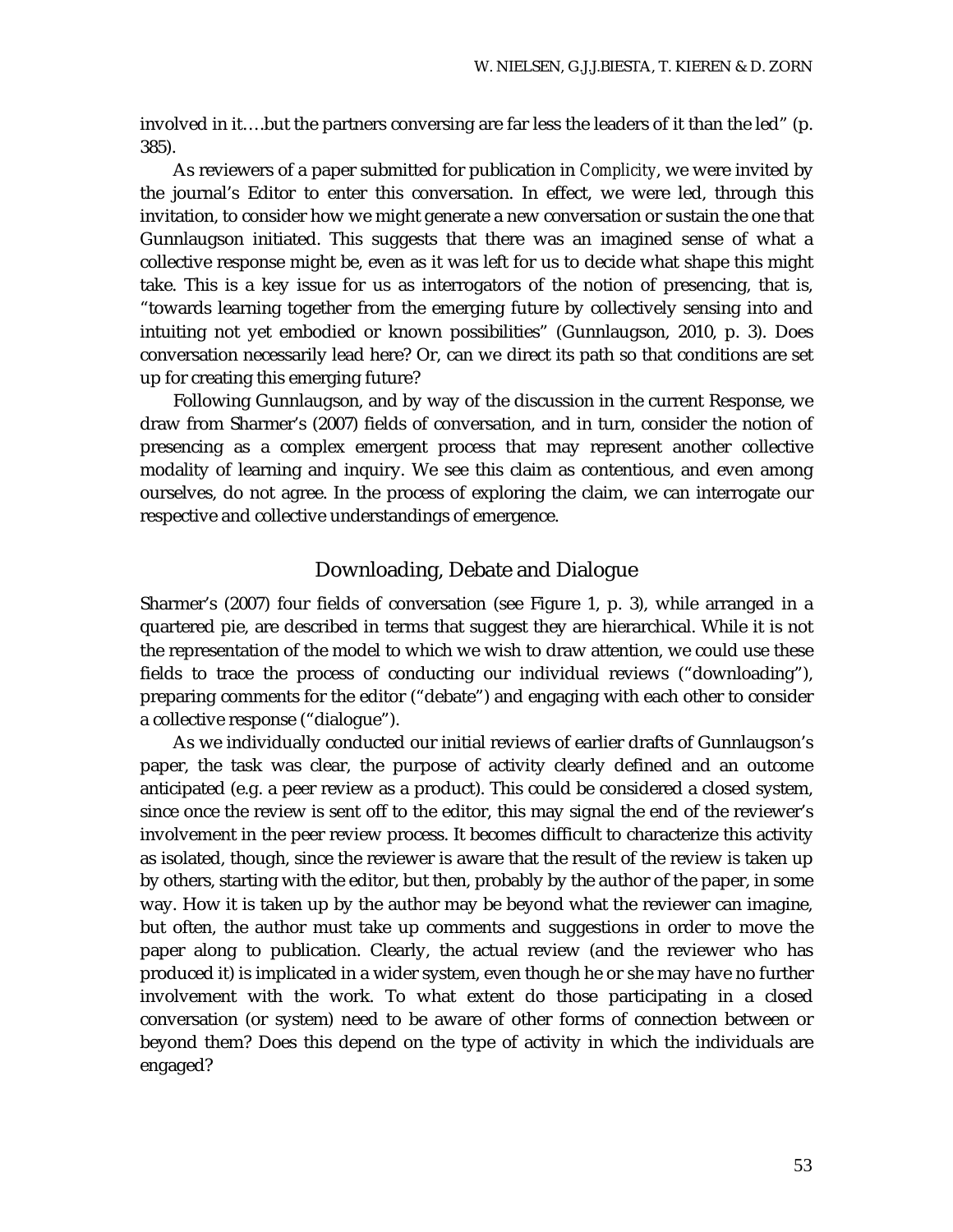involved in it….but the partners conversing are far less the leaders of it than the led" (p. 385).

As reviewers of a paper submitted for publication in *Complicity*, we were invited by the journal's Editor to enter this conversation. In effect, we were led, through this invitation, to consider how we might generate a new conversation or sustain the one that Gunnlaugson initiated. This suggests that there was an imagined sense of what a collective response might be, even as it was left for us to decide what shape this might take. This is a key issue for us as interrogators of the notion of presencing, that is, "towards learning together from the emerging future by collectively sensing into and intuiting not yet embodied or known possibilities" (Gunnlaugson, 2010, p. 3). Does conversation necessarily lead here? Or, can we direct its path so that conditions are set up for creating this emerging future?

Following Gunnlaugson, and by way of the discussion in the current Response, we draw from Sharmer's (2007) fields of conversation, and in turn, consider the notion of presencing as a complex emergent process that may represent another collective modality of learning and inquiry. We see this claim as contentious, and even among ourselves, do not agree. In the process of exploring the claim, we can interrogate our respective and collective understandings of emergence.

## Downloading, Debate and Dialogue

Sharmer's (2007) four fields of conversation (see Figure 1, p. 3), while arranged in a quartered pie, are described in terms that suggest they are hierarchical. While it is not the representation of the model to which we wish to draw attention, we could use these fields to trace the process of conducting our individual reviews ("downloading"), preparing comments for the editor ("debate") and engaging with each other to consider a collective response ("dialogue").

As we individually conducted our initial reviews of earlier drafts of Gunnlaugson's paper, the task was clear, the purpose of activity clearly defined and an outcome anticipated (e.g. a peer review as a product). This could be considered a closed system, since once the review is sent off to the editor, this may signal the end of the reviewer's involvement in the peer review process. It becomes difficult to characterize this activity as isolated, though, since the reviewer is aware that the result of the review is taken up by others, starting with the editor, but then, probably by the author of the paper, in some way. How it is taken up by the author may be beyond what the reviewer can imagine, but often, the author must take up comments and suggestions in order to move the paper along to publication. Clearly, the actual review (and the reviewer who has produced it) is implicated in a wider system, even though he or she may have no further involvement with the work. To what extent do those participating in a closed conversation (or system) need to be aware of other forms of connection between or beyond them? Does this depend on the type of activity in which the individuals are engaged?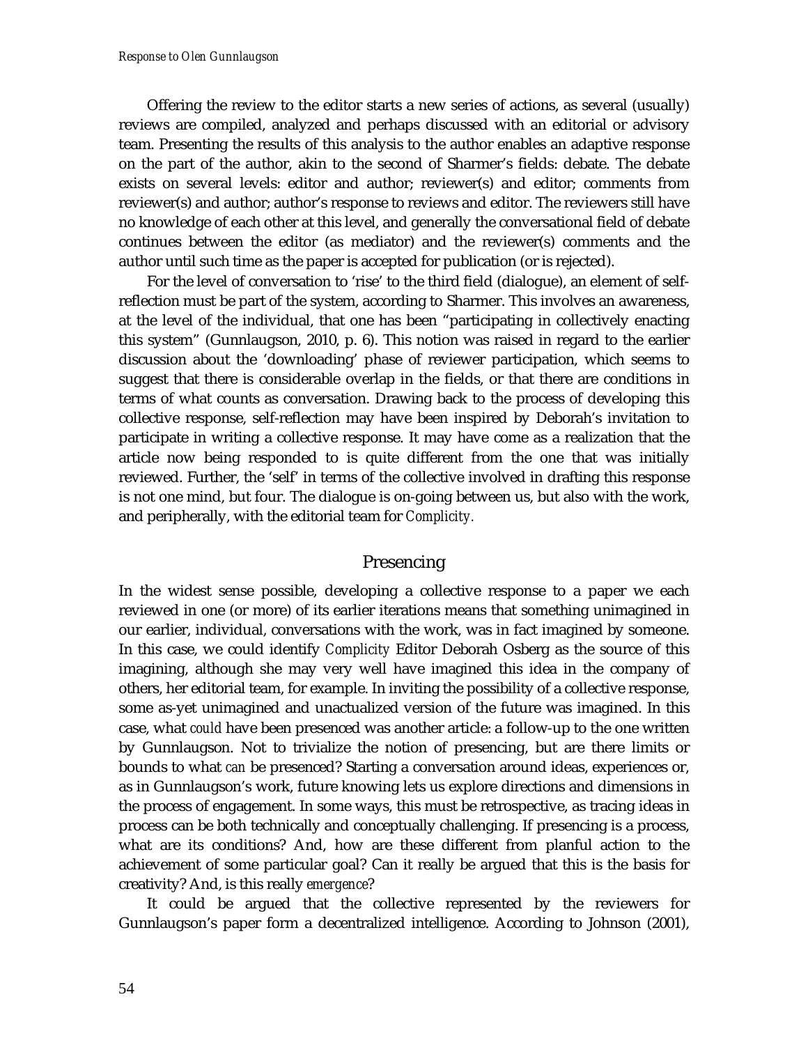Offering the review to the editor starts a new series of actions, as several (usually) reviews are compiled, analyzed and perhaps discussed with an editorial or advisory team. Presenting the results of this analysis to the author enables an adaptive response on the part of the author, akin to the second of Sharmer's fields: debate. The debate exists on several levels: editor and author; reviewer(s) and editor; comments from reviewer(s) and author; author's response to reviews and editor. The reviewers still have no knowledge of each other at this level, and generally the conversational field of debate continues between the editor (as mediator) and the reviewer(s) comments and the author until such time as the paper is accepted for publication (or is rejected).

For the level of conversation to 'rise' to the third field (dialogue), an element of self-reflection must be part of the system, according to Sharmer. This involves an awareness, at the level of the individual, that one has been "participating in collectively enacting this system" (Gunnlaugson, 2010, p. 6). This notion was raised in regard to the earlier discussion about the 'downloading' phase of reviewer participation, which seems to suggest that there is considerable overlap in the fields, or that there are conditions in terms of what counts as conversation. Drawing back to the process of developing this collective response, self-reflection may have been inspired by Deborah's invitation to participate in writing a collective response. It may have come as a realization that the article now being responded to is quite different from the one that was initially reviewed. Further, the 'self' in terms of the collective involved in drafting this response is not one mind, but four. The dialogue is on-going between us, but also with the work, and peripherally, with the editorial team for *Complicity*.

## Presencing

In the widest sense possible, developing a collective response to a paper we each reviewed in one (or more) of its earlier iterations means that something unimagined in our earlier, individual, conversations with the work, was in fact imagined by someone. In this case, we could identify *Complicity* Editor Deborah Osberg as the source of this imagining, although she may very well have imagined this idea in the company of others, her editorial team, for example. In inviting the possibility of a collective response, some as-yet unimagined and unactualized version of the future was imagined. In this case, what *could* have been presenced was another article: a follow-up to the one written by Gunnlaugson. Not to trivialize the notion of presencing, but are there limits or bounds to what *can* be presenced? Starting a conversation around ideas, experiences or, as in Gunnlaugson's work, future knowing lets us explore directions and dimensions in the process of engagement. In some ways, this must be retrospective, as tracing ideas in process can be both technically and conceptually challenging. If presencing is a process, what are its conditions? And, how are these different from planful action to the achievement of some particular goal? Can it really be argued that this is the basis for creativity? And, is this really *emergence*?

It could be argued that the collective represented by the reviewers for Gunnlaugson's paper form a decentralized intelligence. According to Johnson (2001),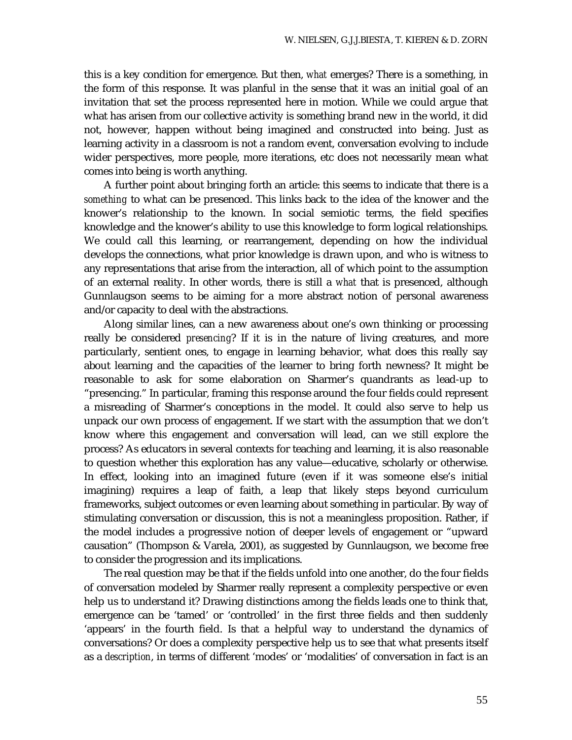this is a key condition for emergence. But then, *what* emerges? There is a something, in the form of this response. It was planful in the sense that it was an initial goal of an invitation that set the process represented here in motion. While we could argue that what has arisen from our collective activity is something brand new in the world, it did not, however, happen without being imagined and constructed into being. Just as learning activity in a classroom is not a random event, conversation evolving to include wider perspectives, more people, more iterations, etc does not necessarily mean what comes into being is worth anything.

A further point about bringing forth an article: this seems to indicate that there is a *something* to what can be presenced. This links back to the idea of the knower and the knower's relationship to the known. In social semiotic terms, the field specifies knowledge and the knower's ability to use this knowledge to form logical relationships. We could call this learning, or rearrangement, depending on how the individual develops the connections, what prior knowledge is drawn upon, and who is witness to any representations that arise from the interaction, all of which point to the assumption of an external reality. In other words, there is still a *what* that is presenced, although Gunnlaugson seems to be aiming for a more abstract notion of personal awareness and/or capacity to deal with the abstractions.

Along similar lines, can a new awareness about one's own thinking or processing really be considered *presencing*? If it is in the nature of living creatures, and more particularly, sentient ones, to engage in learning behavior, what does this really say about learning and the capacities of the learner to bring forth newness? It might be reasonable to ask for some elaboration on Sharmer's quandrants as lead-up to "presencing." In particular, framing this response around the four fields could represent a misreading of Sharmer's conceptions in the model. It could also serve to help us unpack our own process of engagement. If we start with the assumption that we don't know where this engagement and conversation will lead, can we still explore the process? As educators in several contexts for teaching and learning, it is also reasonable to question whether this exploration has any value—educative, scholarly or otherwise. In effect, looking into an imagined future (even if it was someone else's initial imagining) requires a leap of faith, a leap that likely steps beyond curriculum frameworks, subject outcomes or even learning about something in particular. By way of stimulating conversation or discussion, this is not a meaningless proposition. Rather, if the model includes a progressive notion of deeper levels of engagement or "upward causation" (Thompson & Varela, 2001), as suggested by Gunnlaugson, we become free to consider the progression and its implications.

The real question may be that if the fields unfold into one another, do the four fields of conversation modeled by Sharmer really represent a complexity perspective or even help us to understand it? Drawing distinctions among the fields leads one to think that, emergence can be 'tamed' or 'controlled' in the first three fields and then suddenly 'appears' in the fourth field. Is that a helpful way to understand the dynamics of conversations? Or does a complexity perspective help us to see that what presents itself as a *description*, in terms of different 'modes' or 'modalities' of conversation in fact is an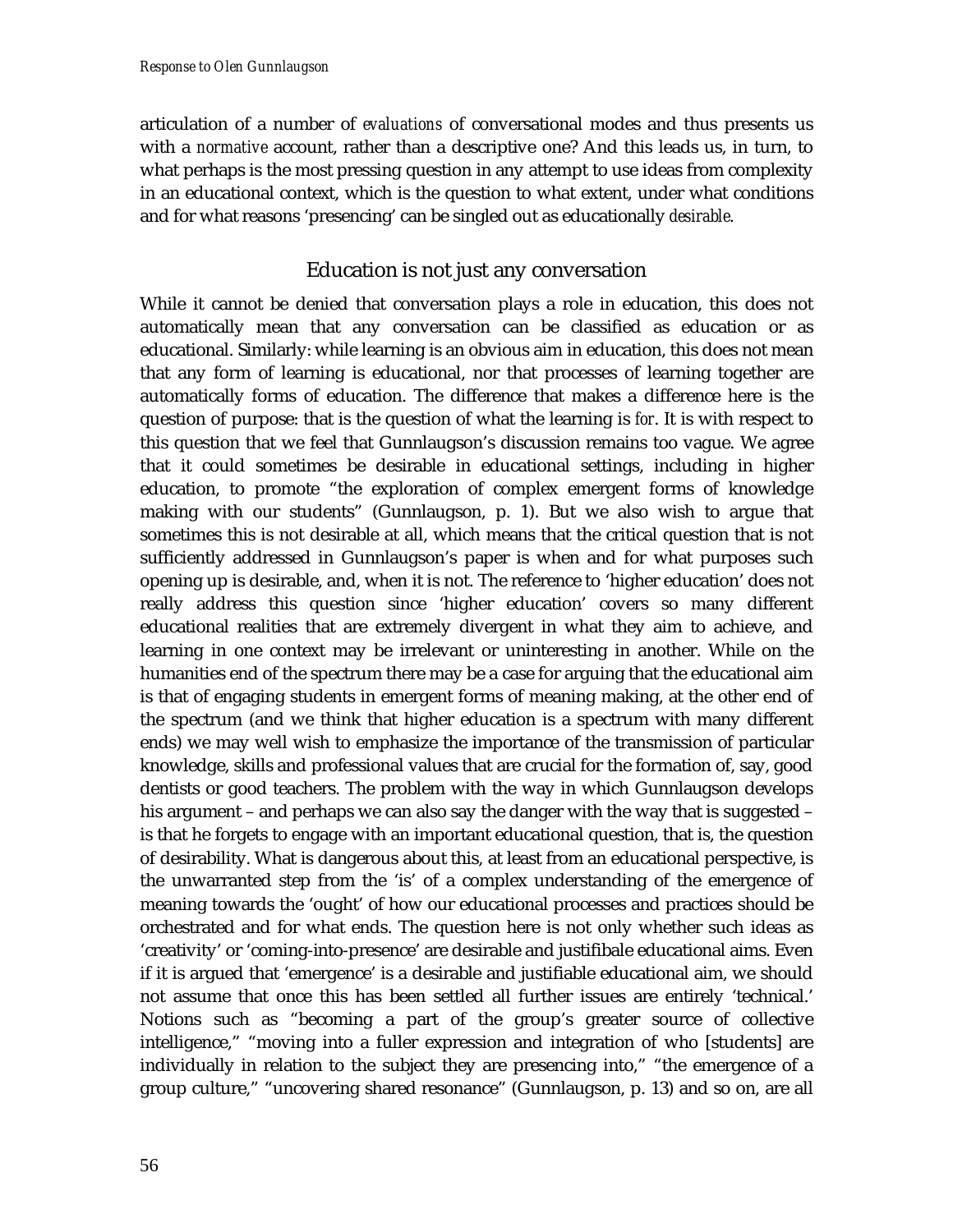articulation of a number of *evaluations* of conversational modes and thus presents us with a *normative* account, rather than a descriptive one? And this leads us, in turn, to what perhaps is the most pressing question in any attempt to use ideas from complexity in an educational context, which is the question to what extent, under what conditions and for what reasons 'presencing' can be singled out as educationally *desirable*.

## Education is not just any conversation

While it cannot be denied that conversation plays a role in education, this does not automatically mean that any conversation can be classified as education or as educational. Similarly: while learning is an obvious aim in education, this does not mean that any form of learning is educational, nor that processes of learning together are automatically forms of education. The difference that makes a difference here is the question of purpose: that is the question of what the learning is *for*. It is with respect to this question that we feel that Gunnlaugson's discussion remains too vague. We agree that it could sometimes be desirable in educational settings, including in higher education, to promote "the exploration of complex emergent forms of knowledge making with our students" (Gunnlaugson, p. 1). But we also wish to argue that sometimes this is not desirable at all, which means that the critical question that is not sufficiently addressed in Gunnlaugson's paper is when and for what purposes such opening up is desirable, and, when it is not. The reference to 'higher education' does not really address this question since 'higher education' covers so many different educational realities that are extremely divergent in what they aim to achieve, and learning in one context may be irrelevant or uninteresting in another. While on the humanities end of the spectrum there may be a case for arguing that the educational aim is that of engaging students in emergent forms of meaning making, at the other end of the spectrum (and we think that higher education is a spectrum with many different ends) we may well wish to emphasize the importance of the transmission of particular knowledge, skills and professional values that are crucial for the formation of, say, good dentists or good teachers. The problem with the way in which Gunnlaugson develops his argument – and perhaps we can also say the danger with the way that is suggested – is that he forgets to engage with an important educational question, that is, the question of desirability. What is dangerous about this, at least from an educational perspective, is the unwarranted step from the 'is' of a complex understanding of the emergence of meaning towards the 'ought' of how our educational processes and practices should be orchestrated and for what ends. The question here is not only whether such ideas as 'creativity' or 'coming-into-presence' are desirable and justifibale educational aims. Even if it is argued that 'emergence' is a desirable and justifiable educational aim, we should not assume that once this has been settled all further issues are entirely 'technical.' Notions such as "becoming a part of the group's greater source of collective intelligence," "moving into a fuller expression and integration of who [students] are individually in relation to the subject they are presencing into," "the emergence of a group culture," "uncovering shared resonance" (Gunnlaugson, p. 13) and so on, are all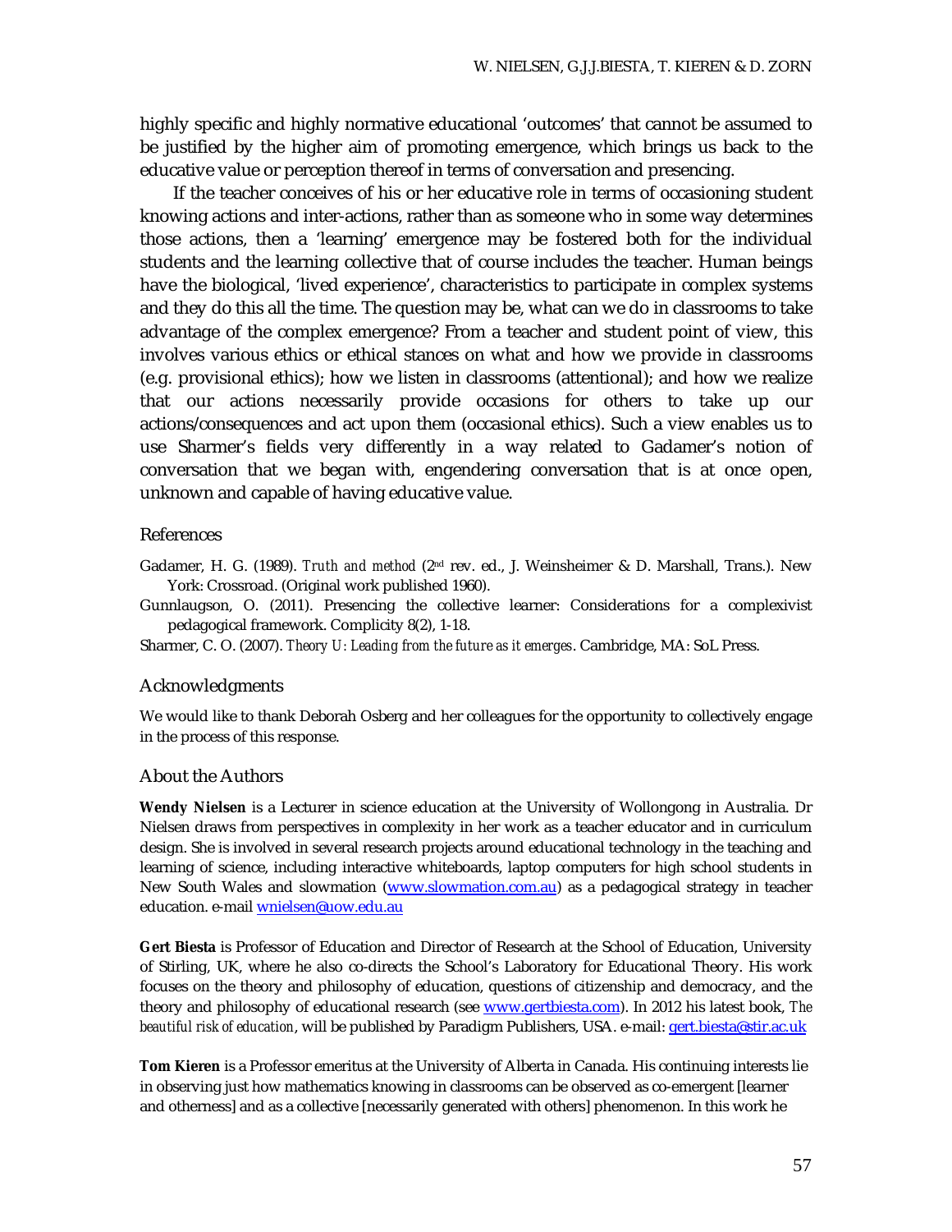highly specific and highly normative educational 'outcomes' that cannot be assumed to be justified by the higher aim of promoting emergence, which brings us back to the educative value or perception thereof in terms of conversation and presencing.

If the teacher conceives of his or her educative role in terms of occasioning student knowing actions and inter-actions, rather than as someone who in some way determines those actions, then a 'learning' emergence may be fostered both for the individual students and the learning collective that of course includes the teacher. Human beings have the biological, 'lived experience', characteristics to participate in complex systems and they do this all the time. The question may be, what can we do in classrooms to take advantage of the complex emergence? From a teacher and student point of view, this involves various ethics or ethical stances on what and how we provide in classrooms (e.g. provisional ethics); how we listen in classrooms (attentional); and how we realize that our actions necessarily provide occasions for others to take up our actions/consequences and act upon them (occasional ethics). Such a view enables us to use Sharmer's fields very differently in a way related to Gadamer's notion of conversation that we began with, engendering conversation that is at once open, unknown and capable of having educative value.

## References

Gadamer, H. G. (1989). *Truth and method* (2nd rev. ed., J. Weinsheimer & D. Marshall, Trans.). New York: Crossroad. (Original work published 1960).

Gunnlaugson, O. (2011). Presencing the collective learner: Considerations for a complexivist pedagogical framework. Complicity 8(2), 1-18.

Sharmer, C. O. (2007). *Theory U: Leading from the future as it emerges*. Cambridge, MA: SoL Press.

## Acknowledgments

We would like to thank Deborah Osberg and her colleagues for the opportunity to collectively engage in the process of this response.

## About the Authors

**Wendy Nielsen** is a Lecturer in science education at the University of Wollongong in Australia. Dr Nielsen draws from perspectives in complexity in her work as a teacher educator and in curriculum design. She is involved in several research projects around educational technology in the teaching and learning of science, including interactive whiteboards, laptop computers for high school students in New South Wales and slowmation (www.slowmation.com.au) as a pedagogical strategy in teacher education. e-mail wnielsen@uow.edu.au

**Gert Biesta** is Professor of Education and Director of Research at the School of Education, University of Stirling, UK, where he also co-directs the School's Laboratory for Educational Theory. His work focuses on the theory and philosophy of education, questions of citizenship and democracy, and the theory and philosophy of educational research (see www.gertbiesta.com). In 2012 his latest book, *The beautiful risk of education*, will be published by Paradigm Publishers, USA. e-mail: gert.biesta@stir.ac.uk

**Tom Kieren** is a Professor emeritus at the University of Alberta in Canada. His continuing interests lie in observing just how mathematics knowing in classrooms can be observed as co-emergent [learner and otherness] and as a collective [necessarily generated with others] phenomenon. In this work he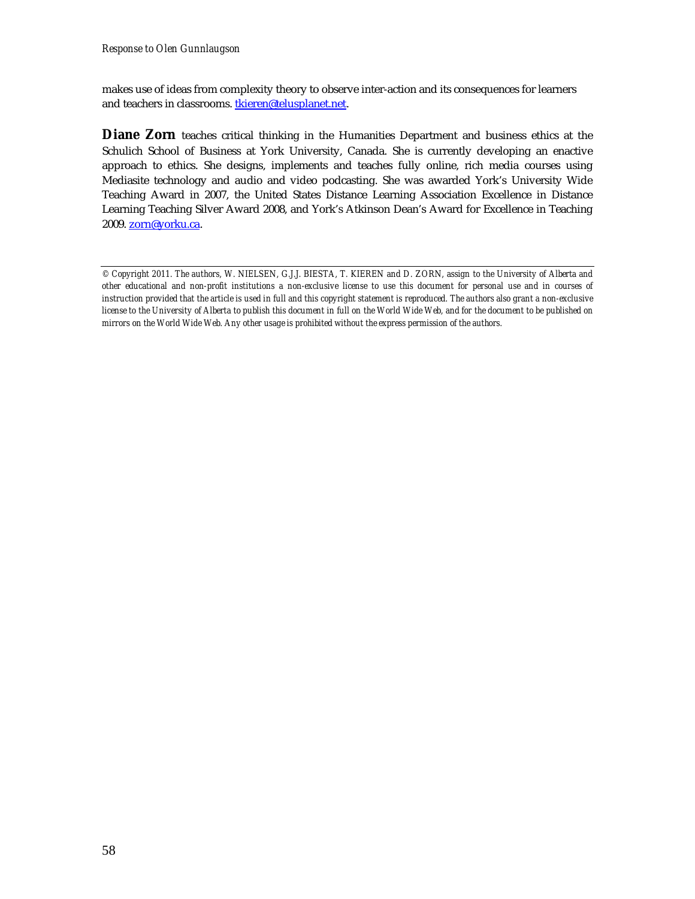makes use of ideas from complexity theory to observe inter-action and its consequences for learners and teachers in classrooms. tkieren@telusplanet.net.

**Diane Zorn** teaches critical thinking in the Humanities Department and business ethics at the Schulich School of Business at York University, Canada. She is currently developing an enactive approach to ethics. She designs, implements and teaches fully online, rich media courses using Mediasite technology and audio and video podcasting. She was awarded York's University Wide Teaching Award in 2007, the United States Distance Learning Association Excellence in Distance Learning Teaching Silver Award 2008, and York's Atkinson Dean's Award for Excellence in Teaching 2009. zorn@yorku.ca.

---

*© Copyright 2011. The authors, W. NIELSEN, G.J.J. BIESTA, T. KIEREN and D. ZORN, assign to the University of Alberta and other educational and non-profit institutions a non-exclusive license to use this document for personal use and in courses of instruction provided that the article is used in full and this copyright statement is reproduced. The authors also grant a non-exclusive license to the University of Alberta to publish this document in full on the World Wide Web, and for the document to be published on mirrors on the World Wide Web. Any other usage is prohibited without the express permission of the authors.*